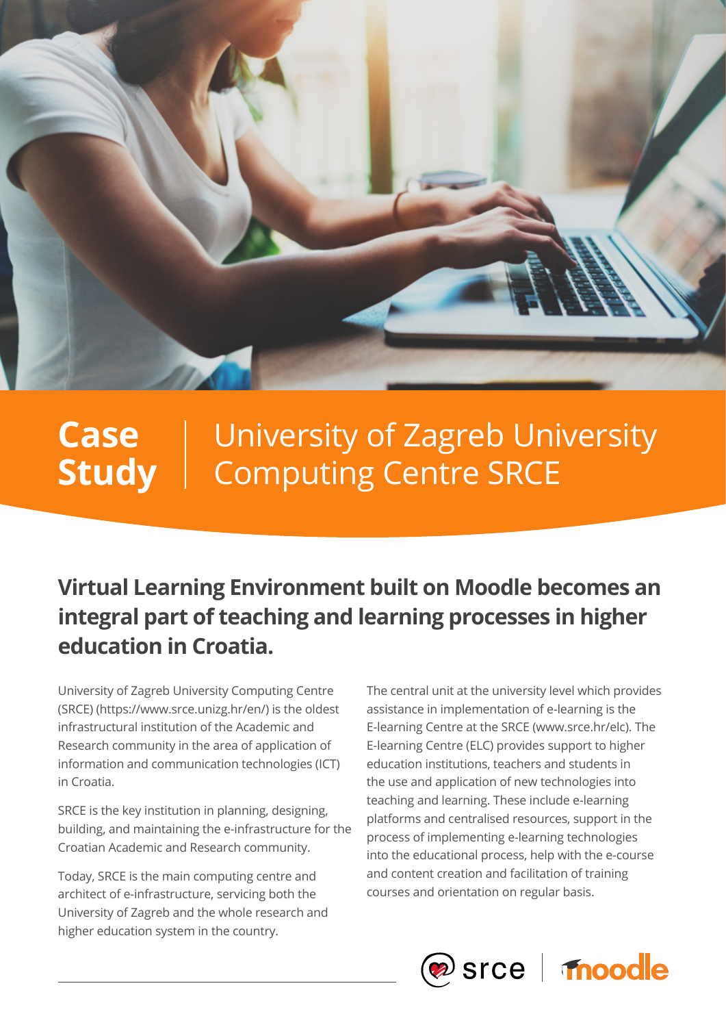# Case Study | University of Zagreb University Computing Centre SRCE

## Virtual Learning Environment built on Moodle becomes an integral part of teaching and learning processes in higher education in Croatia.

University of Zagreb University Computing Centre (SRCE) (https://www.srce.unizg.hr/en/) is the oldest infrastructural institution of the Academic and Research community in the area of application of information and communication technologies (ICT) in Croatia.

SRCE is the key institution in planning, designing, building, and maintaining the e-infrastructure for the Croatian Academic and Research community.

Today, SRCE is the main computing centre and architect of e-infrastructure, servicing both the University of Zagreb and the whole research and higher education system in the country.

The central unit at the university level which provides assistance in implementation of e-learning is the E-learning Centre at the SRCE (www.srce.hr/elc). The E-learning Centre (ELC) provides support to higher education institutions, teachers and students in the use and application of new technologies into teaching and learning. These include e-learning platforms and centralised resources, support in the process of implementing e-learning technologies into the educational process, help with the e-course and content creation and facilitation of training courses and orientation on regular basis.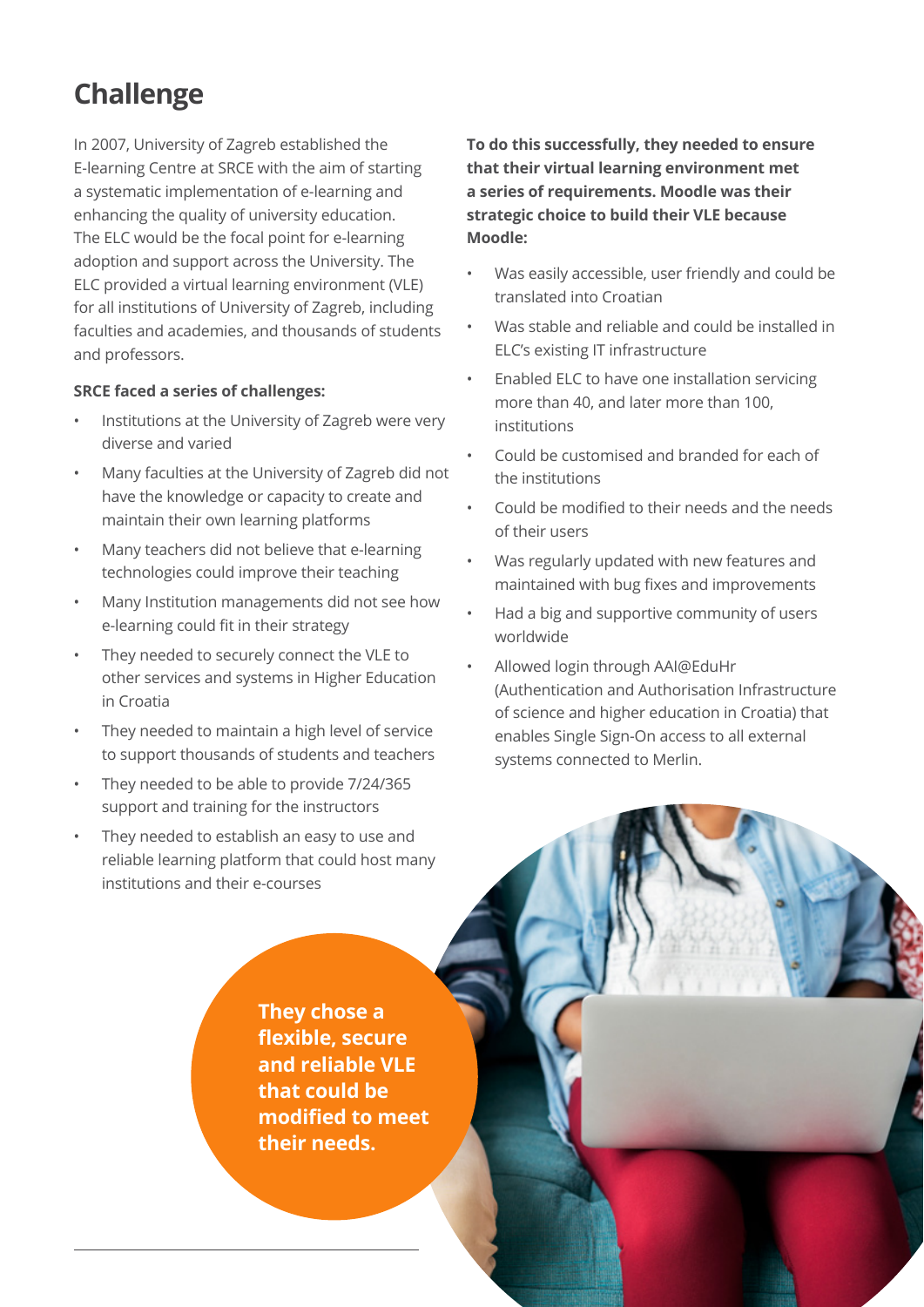# Challenge

In 2007, University of Zagreb established the E-learning Centre at SRCE with the aim of starting a systematic implementation of e-learning and enhancing the quality of university education. The ELC would be the focal point for e-learning adoption and support across the University. The ELC provided a virtual learning environment (VLE) for all institutions of University of Zagreb, including faculties and academies, and thousands of students and professors.

**SRCE faced a series of challenges:**

- Institutions at the University of Zagreb were very diverse and varied
- Many faculties at the University of Zagreb did not have the knowledge or capacity to create and maintain their own learning platforms
- Many teachers did not believe that e-learning technologies could improve their teaching
- Many Institution managements did not see how e-learning could fit in their strategy
- They needed to securely connect the VLE to other services and systems in Higher Education in Croatia
- They needed to maintain a high level of service to support thousands of students and teachers
- They needed to be able to provide 7/24/365 support and training for the instructors
- They needed to establish an easy to use and reliable learning platform that could host many institutions and their e-courses

**To do this successfully, they needed to ensure that their virtual learning environment met a series of requirements. Moodle was their strategic choice to build their VLE because Moodle:**

- Was easily accessible, user friendly and could be translated into Croatian
- Was stable and reliable and could be installed in ELC's existing IT infrastructure
- Enabled ELC to have one installation servicing more than 40, and later more than 100, institutions
- Could be customised and branded for each of the institutions
- Could be modified to their needs and the needs of their users
- Was regularly updated with new features and maintained with bug fixes and improvements
- Had a big and supportive community of users worldwide
- Allowed login through AAI@EduHr (Authentication and Authorisation Infrastructure of science and higher education in Croatia) that enables Single Sign-On access to all external systems connected to Merlin.

**They chose a flexible, secure and reliable VLE that could be modified to meet their needs.**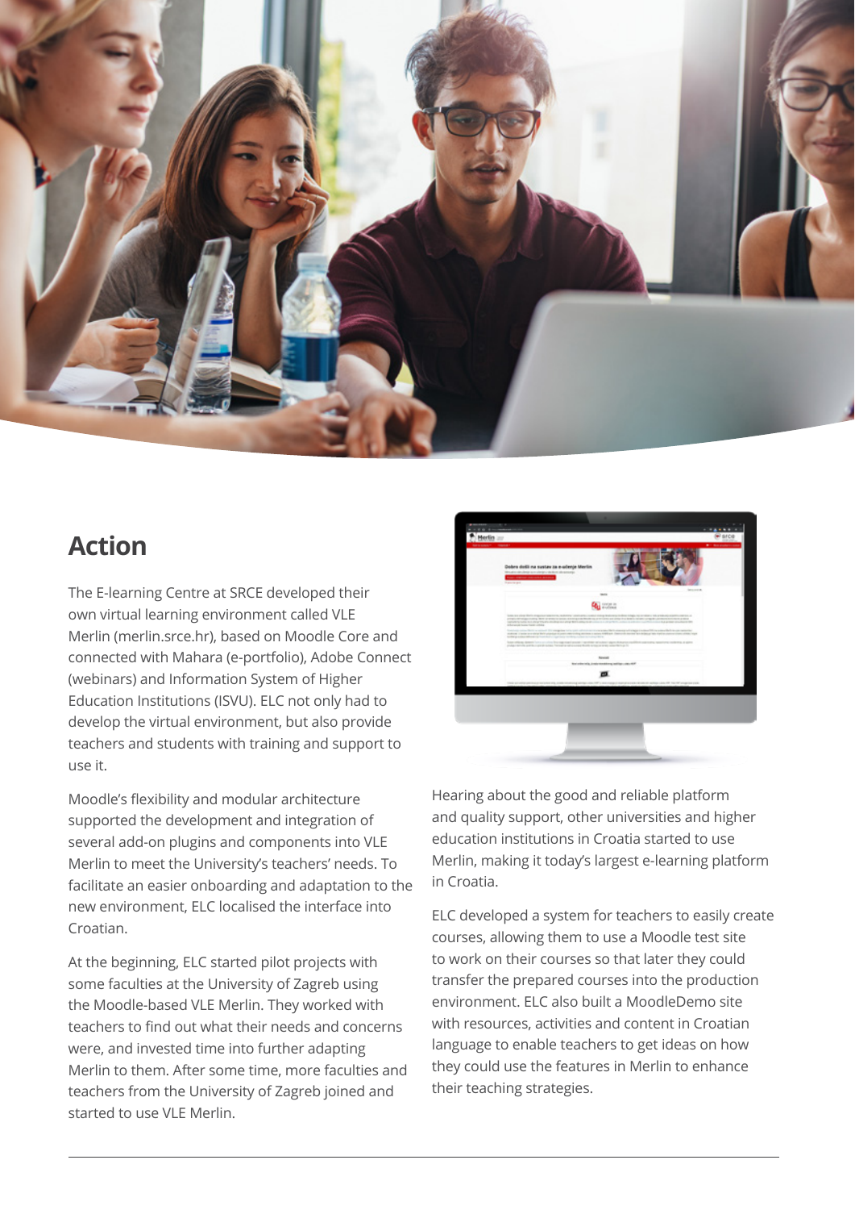## Action

The E-learning Centre at SRCE developed their own virtual learning environment called VLE Merlin (merlin.srce.hr), based on Moodle Core and connected with Mahara (e-portfolio), Adobe Connect (webinars) and Information System of Higher Education Institutions (ISVU). ELC not only had to develop the virtual environment, but also provide teachers and students with training and support to use it.

Moodle's flexibility and modular architecture supported the development and integration of several add-on plugins and components into VLE Merlin to meet the University's teachers' needs. To facilitate an easier onboarding and adaptation to the new environment, ELC localised the interface into Croatian.

At the beginning, ELC started pilot projects with some faculties at the University of Zagreb using the Moodle-based VLE Merlin. They worked with teachers to find out what their needs and concerns were, and invested time into further adapting Merlin to them. After some time, more faculties and teachers from the University of Zagreb joined and started to use VLE Merlin.

Hearing about the good and reliable platform and quality support, other universities and higher education institutions in Croatia started to use Merlin, making it today's largest e-learning platform in Croatia.

ELC developed a system for teachers to easily create courses, allowing them to use a Moodle test site to work on their courses so that later they could transfer the prepared courses into the production environment. ELC also built a MoodleDemo site with resources, activities and content in Croatian language to enable teachers to get ideas on how they could use the features in Merlin to enhance their teaching strategies.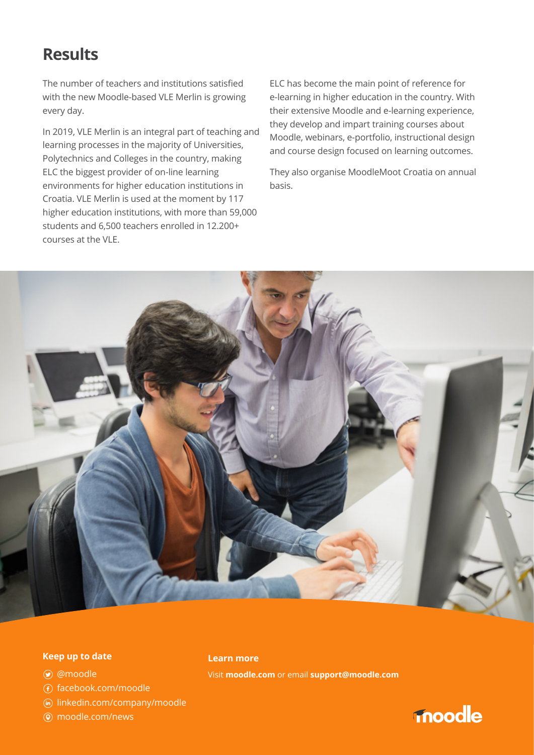## Results

The number of teachers and institutions satisfied with the new Moodle-based VLE Merlin is growing every day.

In 2019, VLE Merlin is an integral part of teaching and learning processes in the majority of Universities, Polytechnics and Colleges in the country, making ELC the biggest provider of on-line learning environments for higher education institutions in Croatia. VLE Merlin is used at the moment by 117 higher education institutions, with more than 59,000 students and 6,500 teachers enrolled in 12.200+ courses at the VLE.

ELC has become the main point of reference for e-learning in higher education in the country. With their extensive Moodle and e-learning experience, they develop and impart training courses about Moodle, webinars, e-portfolio, instructional design and course design focused on learning outcomes.

They also organise MoodleMoot Croatia on annual basis.

**Keep up to date**

- @moodle
- facebook.com/moodle
- linkedin.com/company/moodle
- moodle.com/news

**Learn more**

Visit **moodle.com** or email **support@moodle.com**

moodle